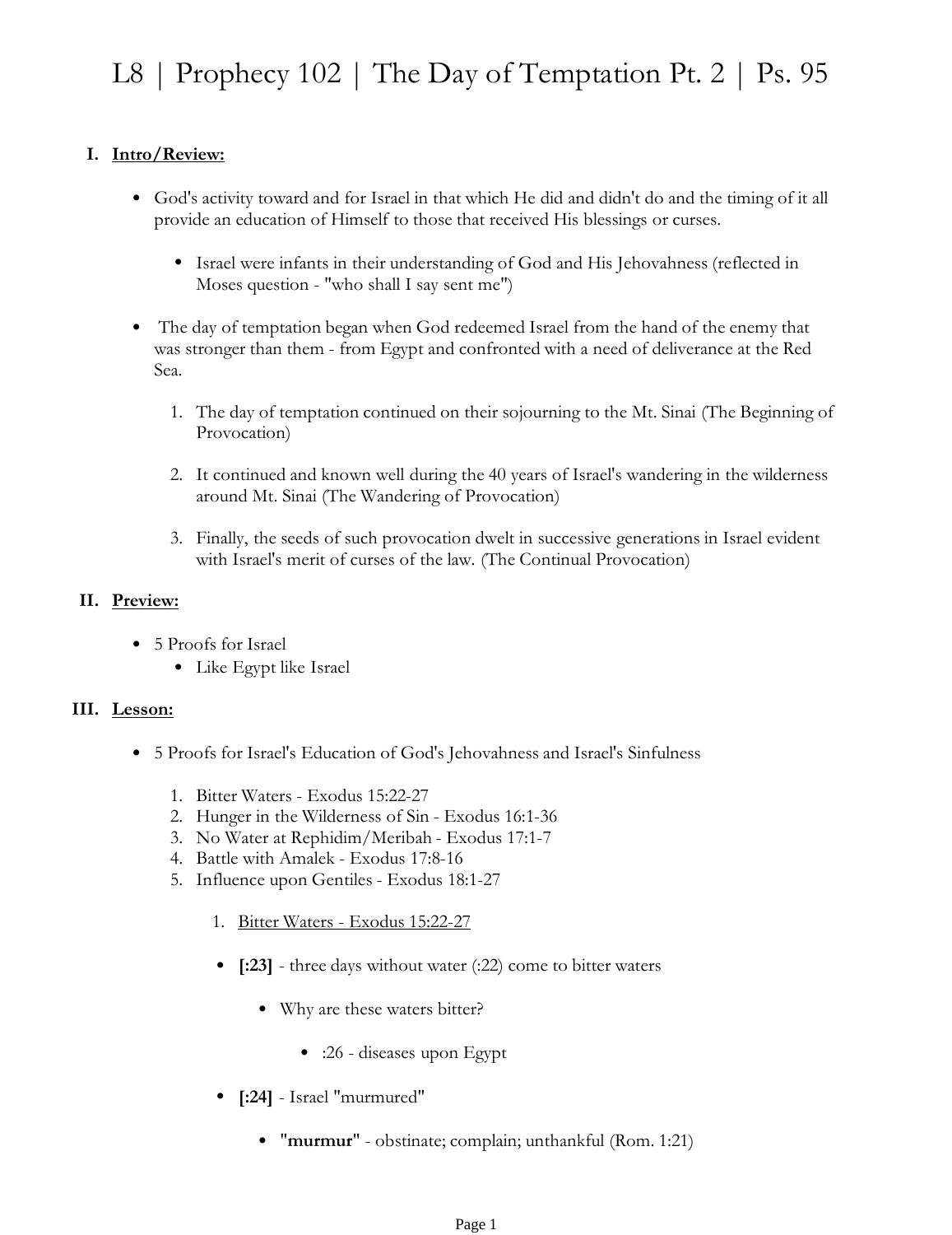# L8 | Prophecy 102 | The Day of Temptation Pt. 2 | Ps. 95

## I. Intro/Review:

- God's activity toward and for Israel in that which He did and didn't do and the timing of it all provide an education of Himself to those that received His blessings or curses.
  - Israel were infants in their understanding of God and His Jehovahness (reflected in Moses question - "who shall I say sent me")
- The day of temptation began when God redeemed Israel from the hand of the enemy that was stronger than them - from Egypt and confronted with a need of deliverance at the Red Sea.
  1. The day of temptation continued on their sojourning to the Mt. Sinai (The Beginning of Provocation)
  2. It continued and known well during the 40 years of Israel's wandering in the wilderness around Mt. Sinai (The Wandering of Provocation)
  3. Finally, the seeds of such provocation dwelt in successive generations in Israel evident with Israel's merit of curses of the law. (The Continual Provocation)

## II. Preview:

- 5 Proofs for Israel
  - Like Egypt like Israel

## III. Lesson:

- 5 Proofs for Israel's Education of God's Jehovahness and Israel's Sinfulness
  1. Bitter Waters - Exodus 15:22-27
  2. Hunger in the Wilderness of Sin - Exodus 16:1-36
  3. No Water at Rephidim/Meribah - Exodus 17:1-7
  4. Battle with Amalek - Exodus 17:8-16
  5. Influence upon Gentiles - Exodus 18:1-27

     1. Bitter Waters - Exodus 15:22-27

     - **[:23]** - three days without water (:22) come to bitter waters
       - Why are these waters bitter?
         - :26 - diseases upon Egypt
     - **[:24]** - Israel "murmured"
       - "**murmur**" - obstinate; complain; unthankful (Rom. 1:21)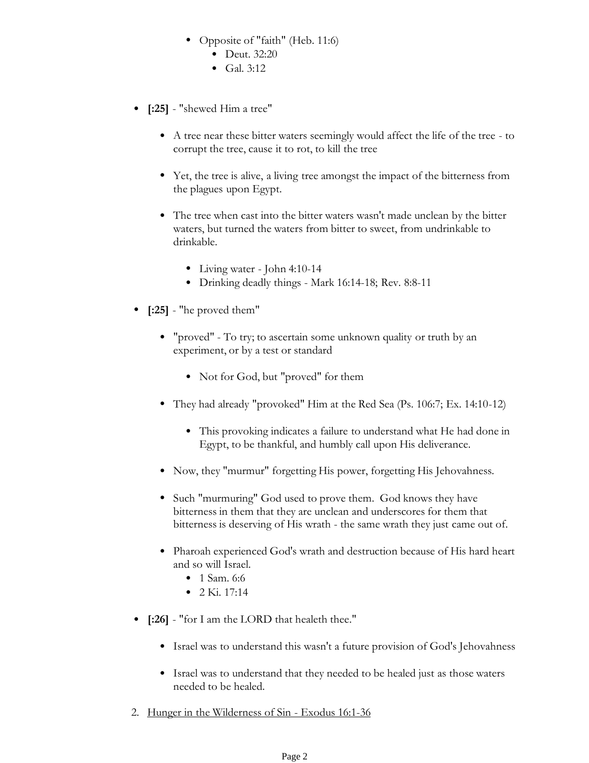- Opposite of "faith" (Heb. 11:6)
            - Deut. 32:20
            - Gal. 3:12

- **[:25]** - "shewed Him a tree"

    - A tree near these bitter waters seemingly would affect the life of the tree - to corrupt the tree, cause it to rot, to kill the tree

    - Yet, the tree is alive, a living tree amongst the impact of the bitterness from the plagues upon Egypt.

    - The tree when cast into the bitter waters wasn't made unclean by the bitter waters, but turned the waters from bitter to sweet, from undrinkable to drinkable.

        - Living water - John 4:10-14
        - Drinking deadly things - Mark 16:14-18; Rev. 8:8-11

- **[:25]** - "he proved them"

    - "proved" - To try; to ascertain some unknown quality or truth by an experiment, or by a test or standard

        - Not for God, but "proved" for them

    - They had already "provoked" Him at the Red Sea (Ps. 106:7; Ex. 14:10-12)

        - This provoking indicates a failure to understand what He had done in Egypt, to be thankful, and humbly call upon His deliverance.

    - Now, they "murmur" forgetting His power, forgetting His Jehovahness.

    - Such "murmuring" God used to prove them. God knows they have bitterness in them that they are unclean and underscores for them that bitterness is deserving of His wrath - the same wrath they just came out of.

    - Pharoah experienced God's wrath and destruction because of His hard heart and so will Israel.
        - 1 Sam. 6:6
        - 2 Ki. 17:14

- **[:26]** - "for I am the LORD that healeth thee."

    - Israel was to understand this wasn't a future provision of God's Jehovahness

    - Israel was to understand that they needed to be healed just as those waters needed to be healed.

2. <u>Hunger in the Wilderness of Sin - Exodus 16:1-36</u>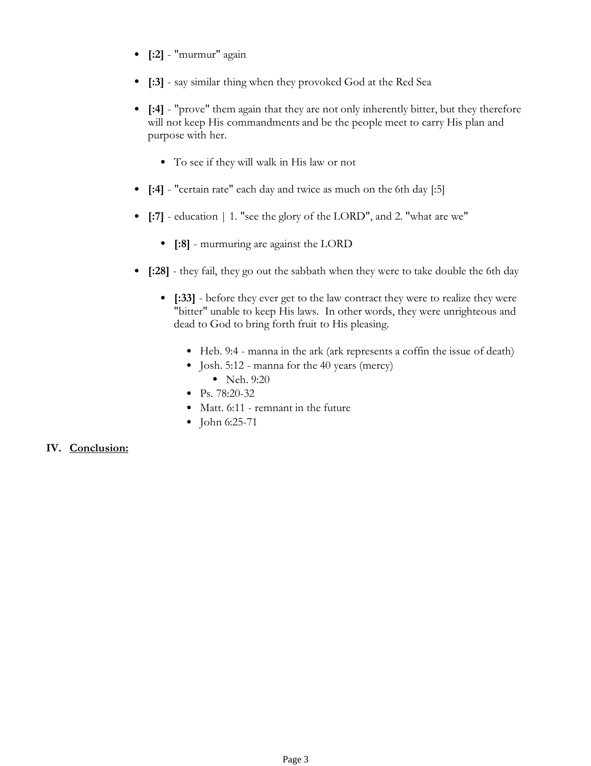- **[:2]** - "murmur" again

- **[:3]** - say similar thing when they provoked God at the Red Sea

- **[:4]** - "prove" them again that they are not only inherently bitter, but they therefore will not keep His commandments and be the people meet to carry His plan and purpose with her.

  - To see if they will walk in His law or not

- **[:4]** - "certain rate" each day and twice as much on the 6th day [:5]

- **[:7]** - education | 1. "see the glory of the LORD", and 2. "what are we"

  - **[:8]** - murmuring are against the LORD

- **[:28]** - they fail, they go out the sabbath when they were to take double the 6th day

  - **[:33]** - before they ever get to the law contract they were to realize they were "bitter" unable to keep His laws. In other words, they were unrighteous and dead to God to bring forth fruit to His pleasing.

    - Heb. 9:4 - manna in the ark (ark represents a coffin the issue of death)
    - Josh. 5:12 - manna for the 40 years (mercy)
      - Neh. 9:20
    - Ps. 78:20-32
    - Matt. 6:11 - remnant in the future
    - John 6:25-71

**IV. <u>Conclusion:</u>**